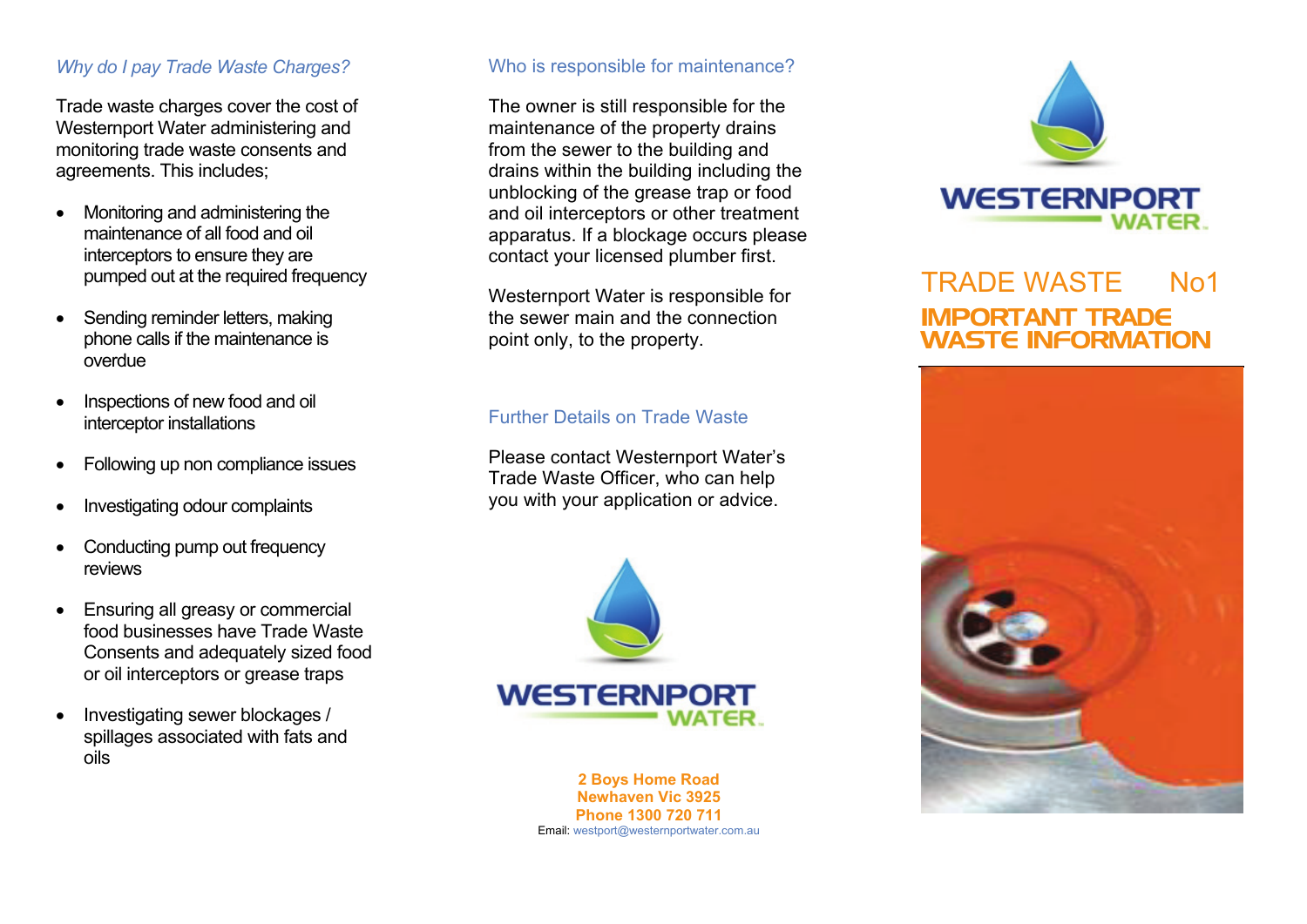## *Why do I pay Trade Waste Charges?*

Trade waste charges cover the cost of Westernport Water administering and monitoring trade waste consents and agreements. This includes;

- Monitoring and administering the maintenance of all food and oil interceptors to ensure they are pumped out at the required frequency
- Sending reminder letters, making phone calls if the maintenance is overdue
- Inspections of new food and oil interceptor installations
- Following up non compliance issues
- Investigating odour complaints
- Conducting pump out frequency reviews
- Ensuring all greasy or commercial food businesses have Trade Waste Consents and adequately sized food or oil interceptors or grease traps
- Investigating sewer blockages / spillages associated with fats and oils

## Who is responsible for maintenance?

The owner is still responsible for the maintenance of the property drains from the sewer to the building and drains within the building including the unblocking of the grease trap or food and oil interceptors or other treatment apparatus. If a blockage occurs please contact your licensed plumber first.

Westernport Water is responsible for the sewer main and the connection point only, to the property.

## Further Details on Trade Waste

Please contact Westernport Water's Trade Waste Officer, who can help you with your application or advice.

WESTERNPORT WATER

**2 Boys Home Road**
**Newhaven Vic 3925**
**Phone 1300 720 711**
Email: westport@westernportwater.com.au

WESTERNPORT WATER

# TRADE WASTE No1

## IMPORTANT TRADE WASTE INFORMATION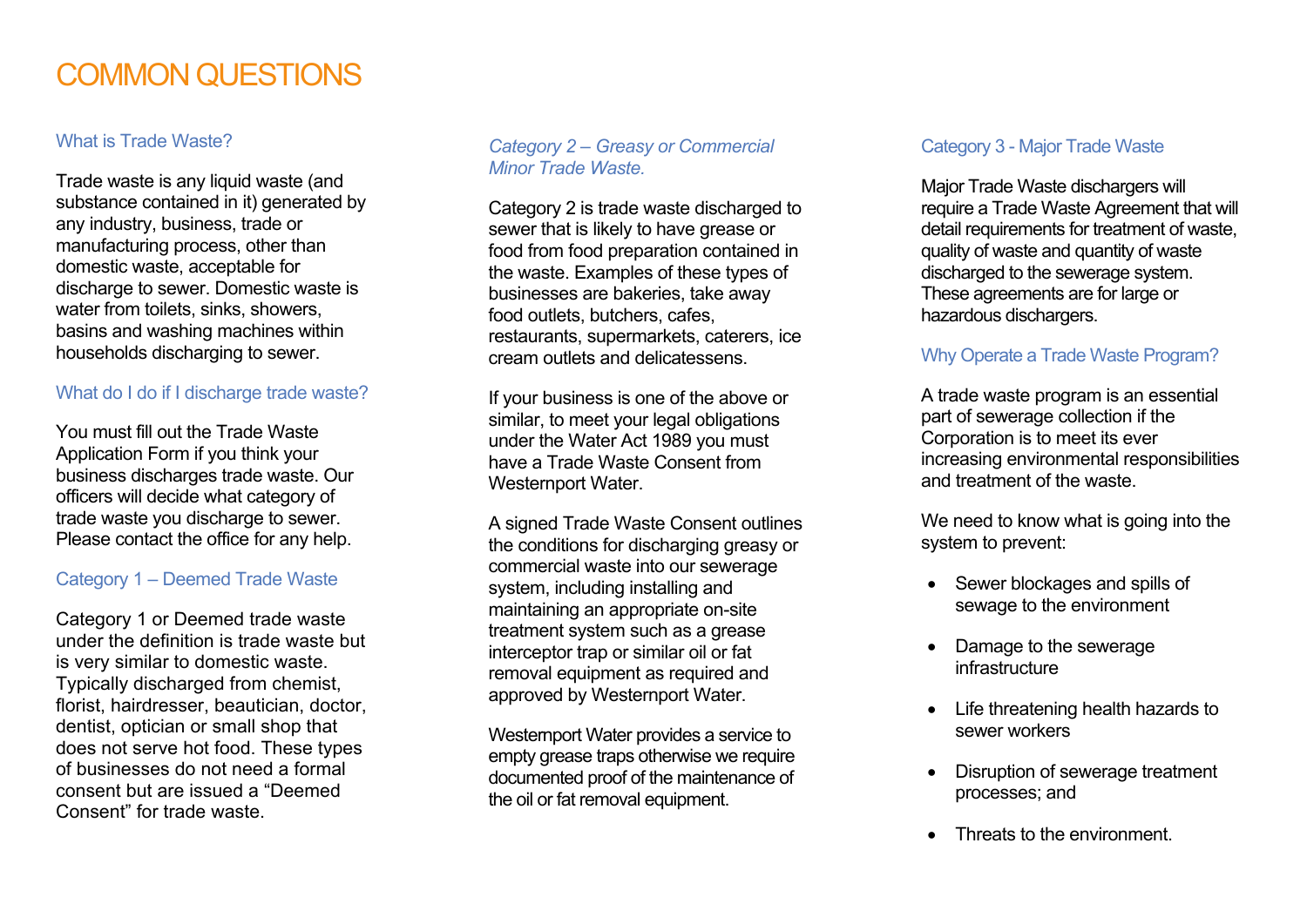# COMMON QUESTIONS

## What is Trade Waste?

Trade waste is any liquid waste (and substance contained in it) generated by any industry, business, trade or manufacturing process, other than domestic waste, acceptable for discharge to sewer. Domestic waste is water from toilets, sinks, showers, basins and washing machines within households discharging to sewer.

## What do I do if I discharge trade waste?

You must fill out the Trade Waste Application Form if you think your business discharges trade waste. Our officers will decide what category of trade waste you discharge to sewer. Please contact the office for any help.

## Category 1 – Deemed Trade Waste

Category 1 or Deemed trade waste under the definition is trade waste but is very similar to domestic waste. Typically discharged from chemist, florist, hairdresser, beautician, doctor, dentist, optician or small shop that does not serve hot food. These types of businesses do not need a formal consent but are issued a "Deemed Consent" for trade waste.

## *Category 2 – Greasy or Commercial Minor Trade Waste.*

Category 2 is trade waste discharged to sewer that is likely to have grease or food from food preparation contained in the waste. Examples of these types of businesses are bakeries, take away food outlets, butchers, cafes, restaurants, supermarkets, caterers, ice cream outlets and delicatessens.

If your business is one of the above or similar, to meet your legal obligations under the Water Act 1989 you must have a Trade Waste Consent from Westernport Water.

A signed Trade Waste Consent outlines the conditions for discharging greasy or commercial waste into our sewerage system, including installing and maintaining an appropriate on-site treatment system such as a grease interceptor trap or similar oil or fat removal equipment as required and approved by Westernport Water.

Westernport Water provides a service to empty grease traps otherwise we require documented proof of the maintenance of the oil or fat removal equipment.

## Category 3 - Major Trade Waste

Major Trade Waste dischargers will require a Trade Waste Agreement that will detail requirements for treatment of waste, quality of waste and quantity of waste discharged to the sewerage system. These agreements are for large or hazardous dischargers.

## Why Operate a Trade Waste Program?

A trade waste program is an essential part of sewerage collection if the Corporation is to meet its ever increasing environmental responsibilities and treatment of the waste.

We need to know what is going into the system to prevent:

- Sewer blockages and spills of sewage to the environment
- Damage to the sewerage infrastructure
- Life threatening health hazards to sewer workers
- Disruption of sewerage treatment processes; and
- Threats to the environment.